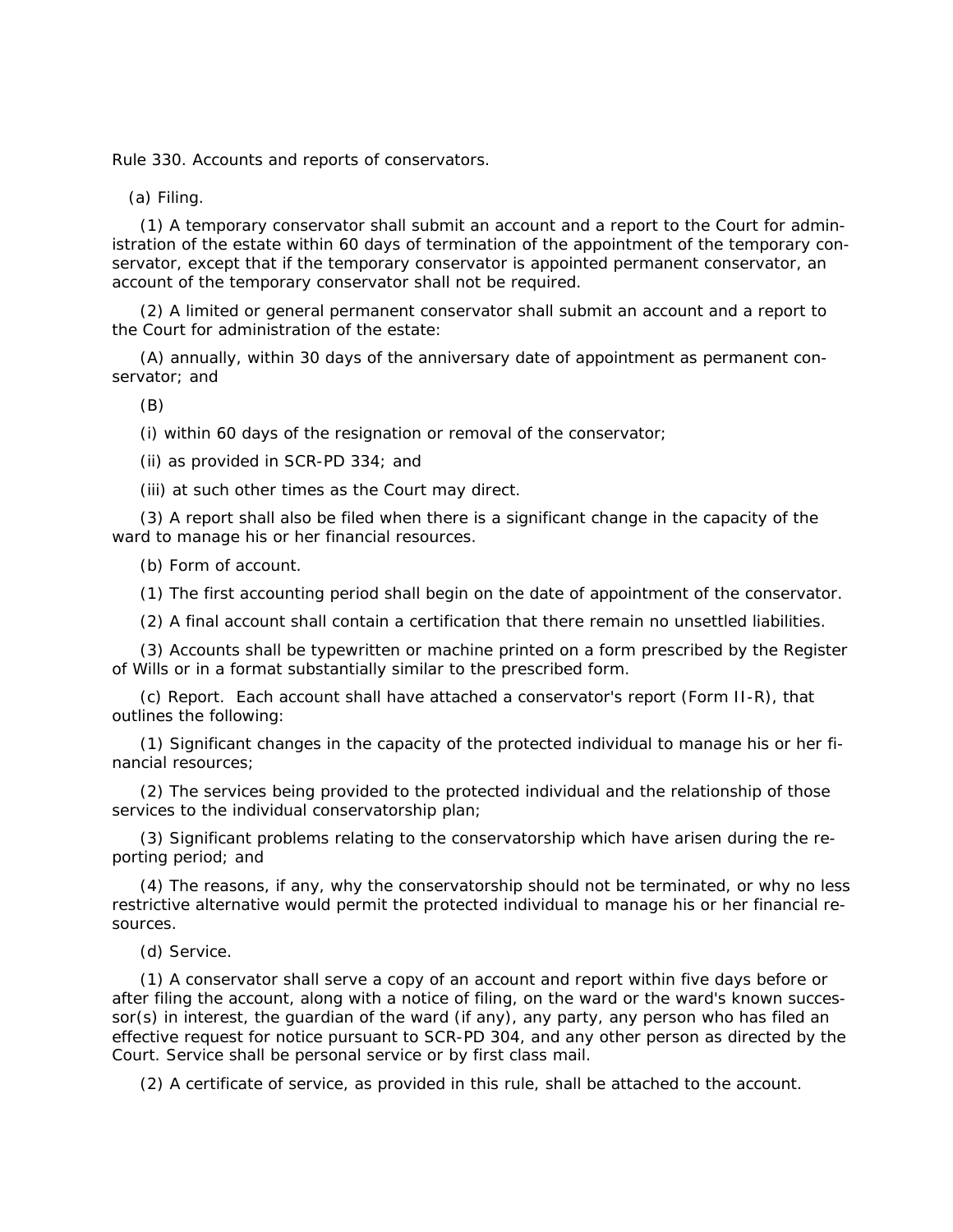Rule 330. Accounts and reports of conservators.

(a) Filing.

(1) A temporary conservator shall submit an account and a report to the Court for administration of the estate within 60 days of termination of the appointment of the temporary conservator, except that if the temporary conservator is appointed permanent conservator, an account of the temporary conservator shall not be required.

(2) A limited or general permanent conservator shall submit an account and a report to the Court for administration of the estate:

(A) annually, within 30 days of the anniversary date of appointment as permanent conservator; and

(B)

(i) within 60 days of the resignation or removal of the conservator;

(ii) as provided in SCR-PD 334; and

(iii) at such other times as the Court may direct.

(3) A report shall also be filed when there is a significant change in the capacity of the ward to manage his or her financial resources.

(b) Form of account.

(1) The first accounting period shall begin on the date of appointment of the conservator.

(2) A final account shall contain a certification that there remain no unsettled liabilities.

(3) Accounts shall be typewritten or machine printed on a form prescribed by the Register of Wills or in a format substantially similar to the prescribed form.

(c) Report. Each account shall have attached a conservator's report (Form II-R), that outlines the following:

(1) Significant changes in the capacity of the protected individual to manage his or her financial resources;

(2) The services being provided to the protected individual and the relationship of those services to the individual conservatorship plan;

(3) Significant problems relating to the conservatorship which have arisen during the reporting period; and

(4) The reasons, if any, why the conservatorship should not be terminated, or why no less restrictive alternative would permit the protected individual to manage his or her financial resources.

(d) Service.

(1) A conservator shall serve a copy of an account and report within five days before or after filing the account, along with a notice of filing, on the ward or the ward's known successor(s) in interest, the guardian of the ward (if any), any party, any person who has filed an effective request for notice pursuant to SCR-PD 304, and any other person as directed by the Court. Service shall be personal service or by first class mail.

(2) A certificate of service, as provided in this rule, shall be attached to the account.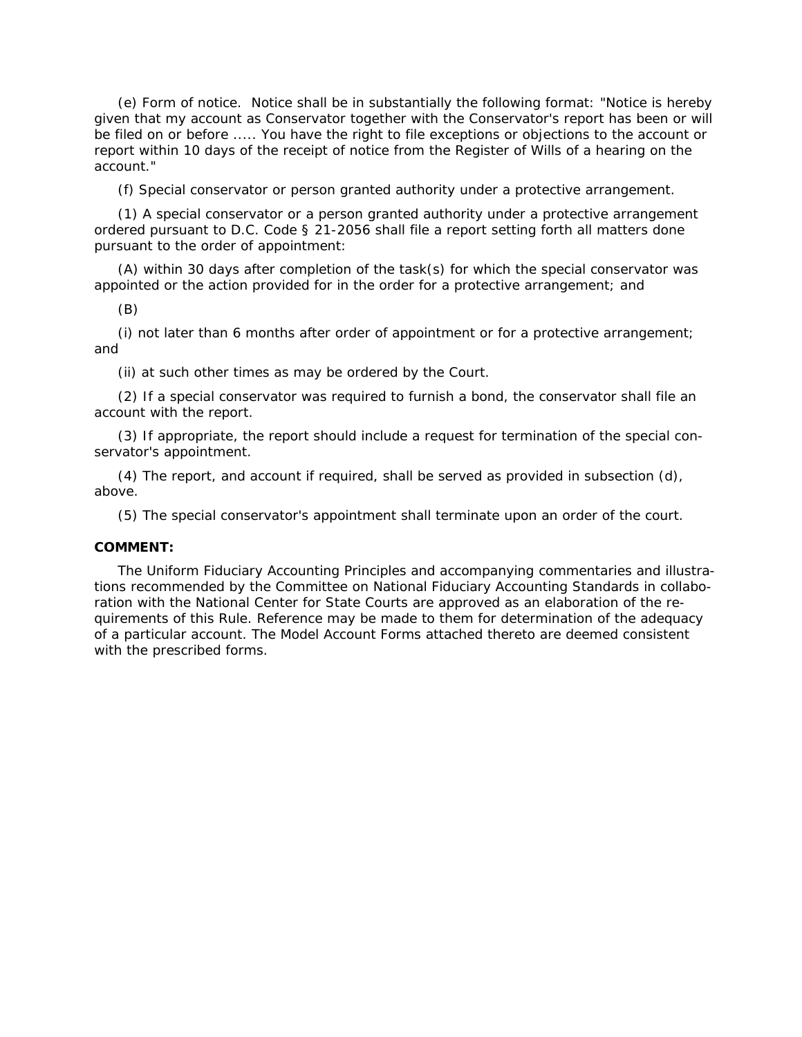(e) Form of notice. Notice shall be in substantially the following format: "Notice is hereby given that my account as Conservator together with the Conservator's report has been or will be filed on or before ..... You have the right to file exceptions or objections to the account or report within 10 days of the receipt of notice from the Register of Wills of a hearing on the account."

(f) Special conservator or person granted authority under a protective arrangement.

(1) A special conservator or a person granted authority under a protective arrangement ordered pursuant to D.C. Code § 21-2056 shall file a report setting forth all matters done pursuant to the order of appointment:

(A) within 30 days after completion of the task(s) for which the special conservator was appointed or the action provided for in the order for a protective arrangement; and

(B)

(i) not later than 6 months after order of appointment or for a protective arrangement; and

(ii) at such other times as may be ordered by the Court.

(2) If a special conservator was required to furnish a bond, the conservator shall file an account with the report.

(3) If appropriate, the report should include a request for termination of the special conservator's appointment.

(4) The report, and account if required, shall be served as provided in subsection (d), above.

(5) The special conservator's appointment shall terminate upon an order of the court.

**COMMENT:**

The Uniform Fiduciary Accounting Principles and accompanying commentaries and illustrations recommended by the Committee on National Fiduciary Accounting Standards in collaboration with the National Center for State Courts are approved as an elaboration of the requirements of this Rule. Reference may be made to them for determination of the adequacy of a particular account. The Model Account Forms attached thereto are deemed consistent with the prescribed forms.